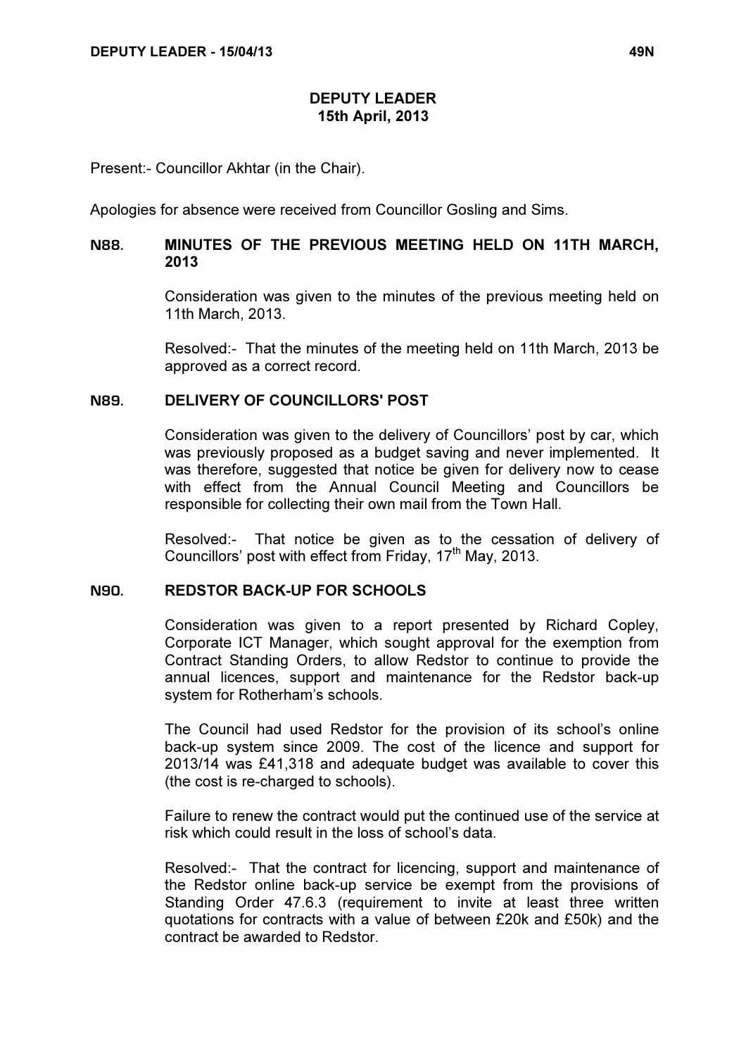# DEPUTY LEADER
## 15th April, 2013

Present:- Councillor Akhtar (in the Chair).

Apologies for absence were received from Councillor Gosling and Sims.

### N88. MINUTES OF THE PREVIOUS MEETING HELD ON 11TH MARCH, 2013

Consideration was given to the minutes of the previous meeting held on 11th March, 2013.

Resolved:- That the minutes of the meeting held on 11th March, 2013 be approved as a correct record.

### N89. DELIVERY OF COUNCILLORS' POST

Consideration was given to the delivery of Councillors' post by car, which was previously proposed as a budget saving and never implemented. It was therefore, suggested that notice be given for delivery now to cease with effect from the Annual Council Meeting and Councillors be responsible for collecting their own mail from the Town Hall.

Resolved:- That notice be given as to the cessation of delivery of Councillors' post with effect from Friday, 17th May, 2013.

### N90. REDSTOR BACK-UP FOR SCHOOLS

Consideration was given to a report presented by Richard Copley, Corporate ICT Manager, which sought approval for the exemption from Contract Standing Orders, to allow Redstor to continue to provide the annual licences, support and maintenance for the Redstor back-up system for Rotherham's schools.

The Council had used Redstor for the provision of its school's online back-up system since 2009. The cost of the licence and support for 2013/14 was £41,318 and adequate budget was available to cover this (the cost is re-charged to schools).

Failure to renew the contract would put the continued use of the service at risk which could result in the loss of school's data.

Resolved:- That the contract for licencing, support and maintenance of the Redstor online back-up service be exempt from the provisions of Standing Order 47.6.3 (requirement to invite at least three written quotations for contracts with a value of between £20k and £50k) and the contract be awarded to Redstor.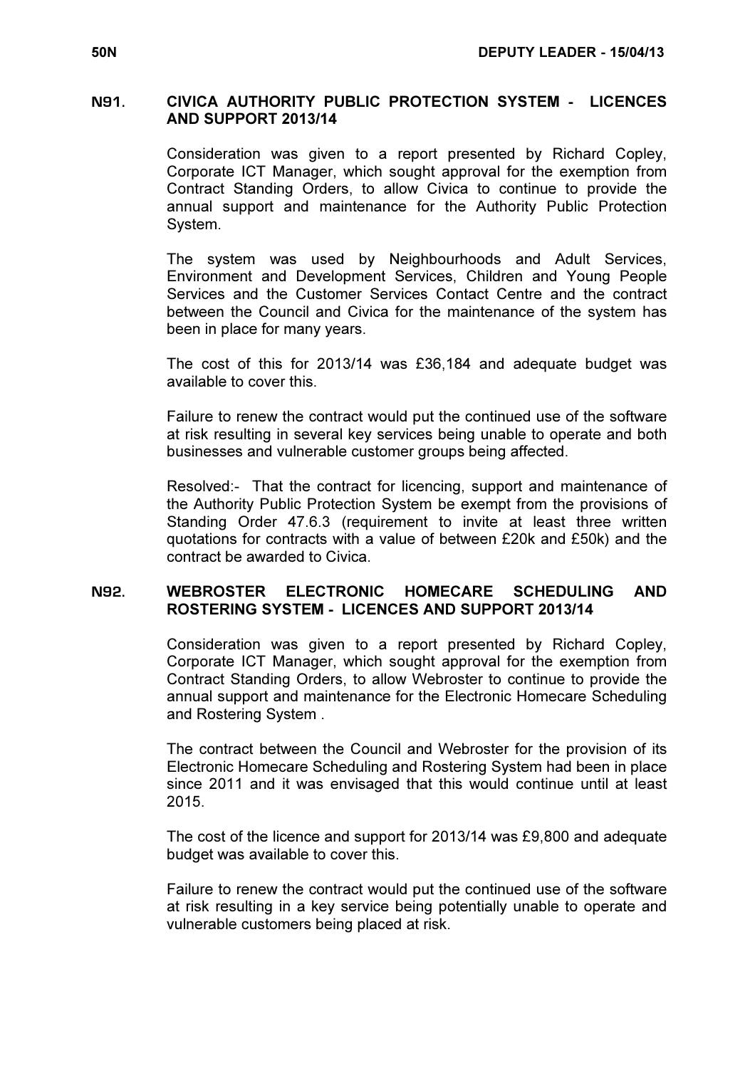## N91. CIVICA AUTHORITY PUBLIC PROTECTION SYSTEM - LICENCES AND SUPPORT 2013/14

Consideration was given to a report presented by Richard Copley, Corporate ICT Manager, which sought approval for the exemption from Contract Standing Orders, to allow Civica to continue to provide the annual support and maintenance for the Authority Public Protection System.

The system was used by Neighbourhoods and Adult Services, Environment and Development Services, Children and Young People Services and the Customer Services Contact Centre and the contract between the Council and Civica for the maintenance of the system has been in place for many years.

The cost of this for 2013/14 was £36,184 and adequate budget was available to cover this.

Failure to renew the contract would put the continued use of the software at risk resulting in several key services being unable to operate and both businesses and vulnerable customer groups being affected.

Resolved:- That the contract for licencing, support and maintenance of the Authority Public Protection System be exempt from the provisions of Standing Order 47.6.3 (requirement to invite at least three written quotations for contracts with a value of between £20k and £50k) and the contract be awarded to Civica.

## N92. WEBROSTER ELECTRONIC HOMECARE SCHEDULING AND ROSTERING SYSTEM - LICENCES AND SUPPORT 2013/14

Consideration was given to a report presented by Richard Copley, Corporate ICT Manager, which sought approval for the exemption from Contract Standing Orders, to allow Webroster to continue to provide the annual support and maintenance for the Electronic Homecare Scheduling and Rostering System .

The contract between the Council and Webroster for the provision of its Electronic Homecare Scheduling and Rostering System had been in place since 2011 and it was envisaged that this would continue until at least 2015.

The cost of the licence and support for 2013/14 was £9,800 and adequate budget was available to cover this.

Failure to renew the contract would put the continued use of the software at risk resulting in a key service being potentially unable to operate and vulnerable customers being placed at risk.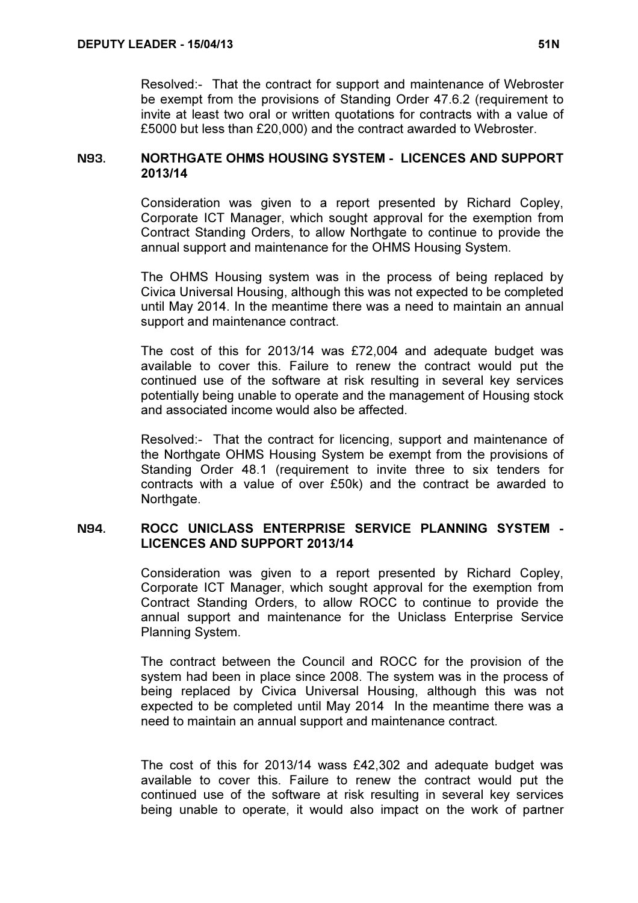Resolved:- That the contract for support and maintenance of Webroster be exempt from the provisions of Standing Order 47.6.2 (requirement to invite at least two oral or written quotations for contracts with a value of £5000 but less than £20,000) and the contract awarded to Webroster.

## N93. NORTHGATE OHMS HOUSING SYSTEM - LICENCES AND SUPPORT 2013/14

Consideration was given to a report presented by Richard Copley, Corporate ICT Manager, which sought approval for the exemption from Contract Standing Orders, to allow Northgate to continue to provide the annual support and maintenance for the OHMS Housing System.

The OHMS Housing system was in the process of being replaced by Civica Universal Housing, although this was not expected to be completed until May 2014. In the meantime there was a need to maintain an annual support and maintenance contract.

The cost of this for 2013/14 was £72,004 and adequate budget was available to cover this. Failure to renew the contract would put the continued use of the software at risk resulting in several key services potentially being unable to operate and the management of Housing stock and associated income would also be affected.

Resolved:- That the contract for licencing, support and maintenance of the Northgate OHMS Housing System be exempt from the provisions of Standing Order 48.1 (requirement to invite three to six tenders for contracts with a value of over £50k) and the contract be awarded to Northgate.

## N94. ROCC UNICLASS ENTERPRISE SERVICE PLANNING SYSTEM - LICENCES AND SUPPORT 2013/14

Consideration was given to a report presented by Richard Copley, Corporate ICT Manager, which sought approval for the exemption from Contract Standing Orders, to allow ROCC to continue to provide the annual support and maintenance for the Uniclass Enterprise Service Planning System.

The contract between the Council and ROCC for the provision of the system had been in place since 2008. The system was in the process of being replaced by Civica Universal Housing, although this was not expected to be completed until May 2014 In the meantime there was a need to maintain an annual support and maintenance contract.

The cost of this for 2013/14 wass £42,302 and adequate budget was available to cover this. Failure to renew the contract would put the continued use of the software at risk resulting in several key services being unable to operate, it would also impact on the work of partner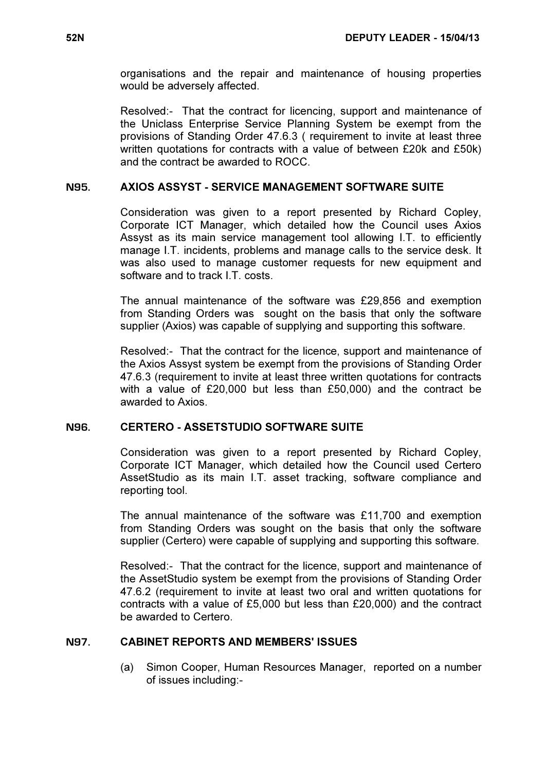organisations and the repair and maintenance of housing properties would be adversely affected.

Resolved:- That the contract for licencing, support and maintenance of the Uniclass Enterprise Service Planning System be exempt from the provisions of Standing Order 47.6.3 ( requirement to invite at least three written quotations for contracts with a value of between £20k and £50k) and the contract be awarded to ROCC.

## N95. AXIOS ASSYST - SERVICE MANAGEMENT SOFTWARE SUITE

Consideration was given to a report presented by Richard Copley, Corporate ICT Manager, which detailed how the Council uses Axios Assyst as its main service management tool allowing I.T. to efficiently manage I.T. incidents, problems and manage calls to the service desk. It was also used to manage customer requests for new equipment and software and to track I.T. costs.

The annual maintenance of the software was £29,856 and exemption from Standing Orders was sought on the basis that only the software supplier (Axios) was capable of supplying and supporting this software.

Resolved:- That the contract for the licence, support and maintenance of the Axios Assyst system be exempt from the provisions of Standing Order 47.6.3 (requirement to invite at least three written quotations for contracts with a value of £20,000 but less than £50,000) and the contract be awarded to Axios.

## N96. CERTERO - ASSETSTUDIO SOFTWARE SUITE

Consideration was given to a report presented by Richard Copley, Corporate ICT Manager, which detailed how the Council used Certero AssetStudio as its main I.T. asset tracking, software compliance and reporting tool.

The annual maintenance of the software was £11,700 and exemption from Standing Orders was sought on the basis that only the software supplier (Certero) were capable of supplying and supporting this software.

Resolved:- That the contract for the licence, support and maintenance of the AssetStudio system be exempt from the provisions of Standing Order 47.6.2 (requirement to invite at least two oral and written quotations for contracts with a value of £5,000 but less than £20,000) and the contract be awarded to Certero.

## N97. CABINET REPORTS AND MEMBERS' ISSUES

(a) Simon Cooper, Human Resources Manager, reported on a number of issues including:-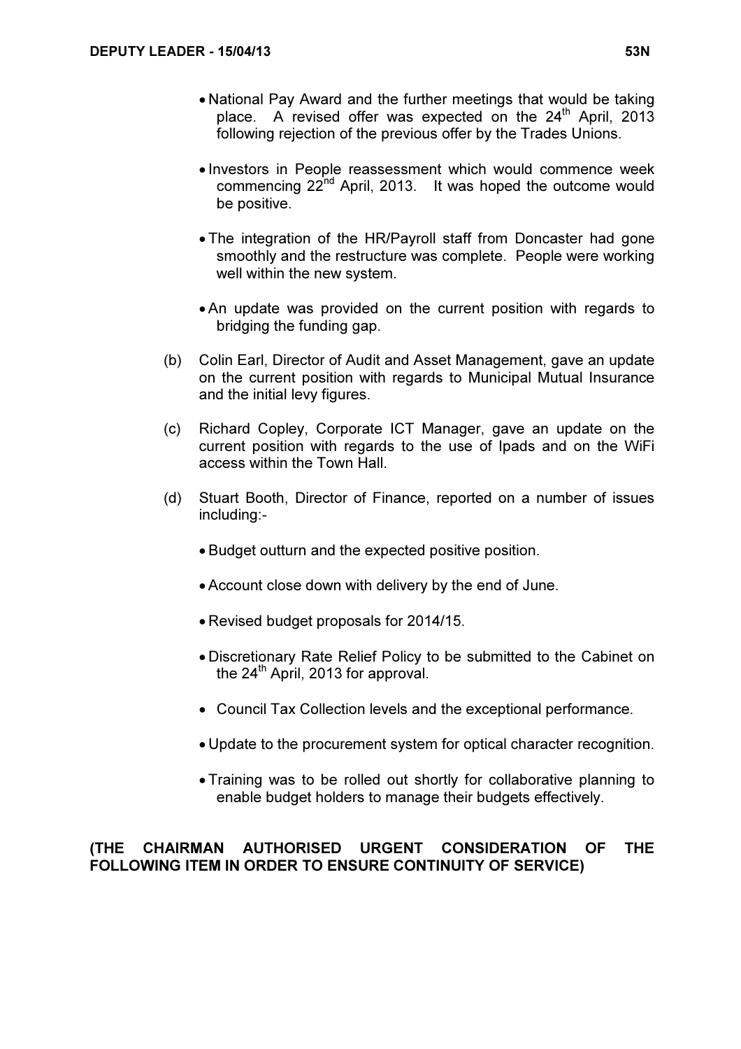- National Pay Award and the further meetings that would be taking place. A revised offer was expected on the 24th April, 2013 following rejection of the previous offer by the Trades Unions.

- Investors in People reassessment which would commence week commencing 22nd April, 2013. It was hoped the outcome would be positive.

- The integration of the HR/Payroll staff from Doncaster had gone smoothly and the restructure was complete. People were working well within the new system.

- An update was provided on the current position with regards to bridging the funding gap.

(b) Colin Earl, Director of Audit and Asset Management, gave an update on the current position with regards to Municipal Mutual Insurance and the initial levy figures.

(c) Richard Copley, Corporate ICT Manager, gave an update on the current position with regards to the use of Ipads and on the WiFi access within the Town Hall.

(d) Stuart Booth, Director of Finance, reported on a number of issues including:-

- Budget outturn and the expected positive position.

- Account close down with delivery by the end of June.

- Revised budget proposals for 2014/15.

- Discretionary Rate Relief Policy to be submitted to the Cabinet on the 24th April, 2013 for approval.

- Council Tax Collection levels and the exceptional performance.

- Update to the procurement system for optical character recognition.

- Training was to be rolled out shortly for collaborative planning to enable budget holders to manage their budgets effectively.

**(THE CHAIRMAN AUTHORISED URGENT CONSIDERATION OF THE FOLLOWING ITEM IN ORDER TO ENSURE CONTINUITY OF SERVICE)**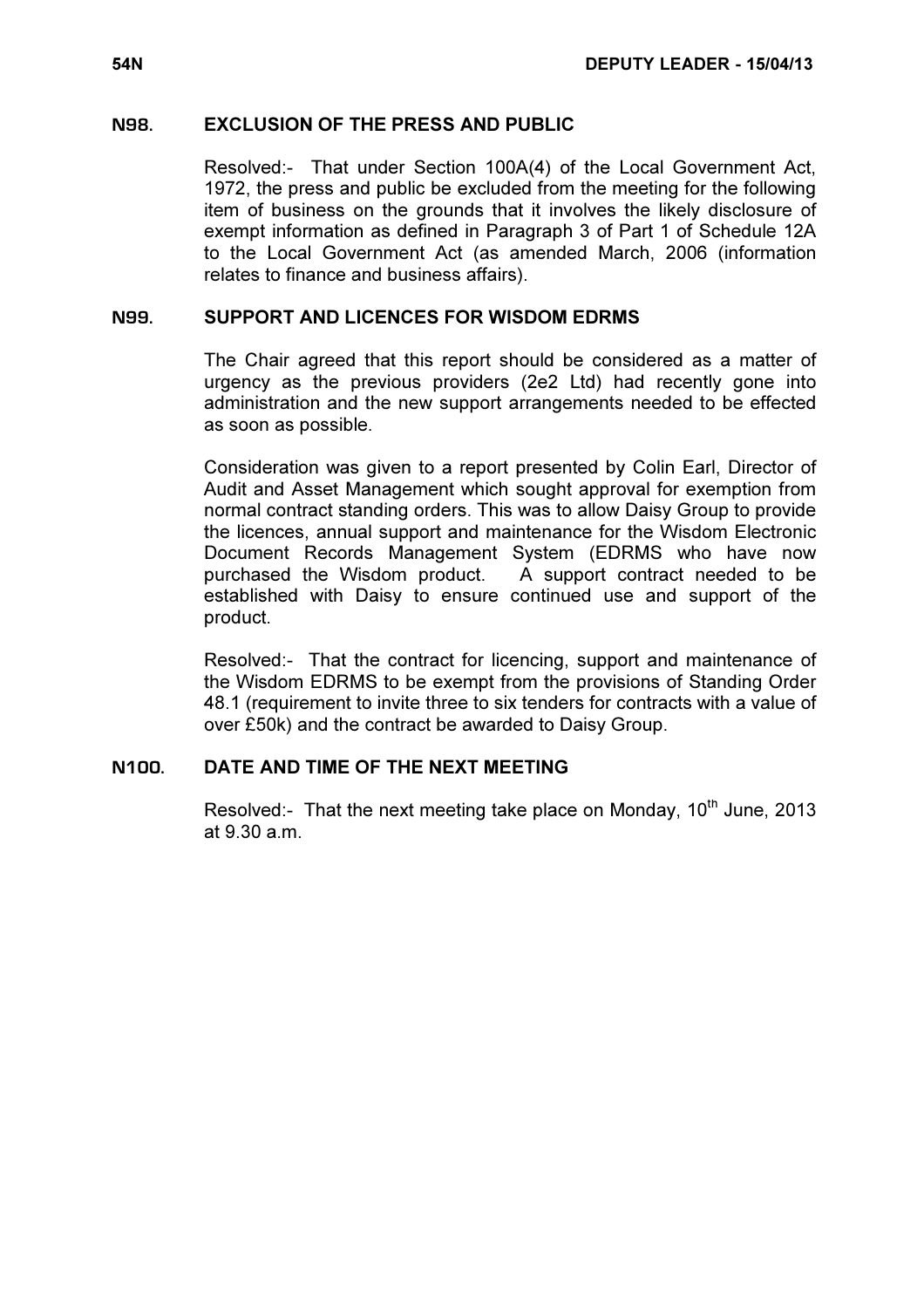## N98. EXCLUSION OF THE PRESS AND PUBLIC

Resolved:- That under Section 100A(4) of the Local Government Act, 1972, the press and public be excluded from the meeting for the following item of business on the grounds that it involves the likely disclosure of exempt information as defined in Paragraph 3 of Part 1 of Schedule 12A to the Local Government Act (as amended March, 2006 (information relates to finance and business affairs).

## N99. SUPPORT AND LICENCES FOR WISDOM EDRMS

The Chair agreed that this report should be considered as a matter of urgency as the previous providers (2e2 Ltd) had recently gone into administration and the new support arrangements needed to be effected as soon as possible.

Consideration was given to a report presented by Colin Earl, Director of Audit and Asset Management which sought approval for exemption from normal contract standing orders. This was to allow Daisy Group to provide the licences, annual support and maintenance for the Wisdom Electronic Document Records Management System (EDRMS who have now purchased the Wisdom product. A support contract needed to be established with Daisy to ensure continued use and support of the product.

Resolved:- That the contract for licencing, support and maintenance of the Wisdom EDRMS to be exempt from the provisions of Standing Order 48.1 (requirement to invite three to six tenders for contracts with a value of over £50k) and the contract be awarded to Daisy Group.

## N100. DATE AND TIME OF THE NEXT MEETING

Resolved:- That the next meeting take place on Monday, 10th June, 2013 at 9.30 a.m.